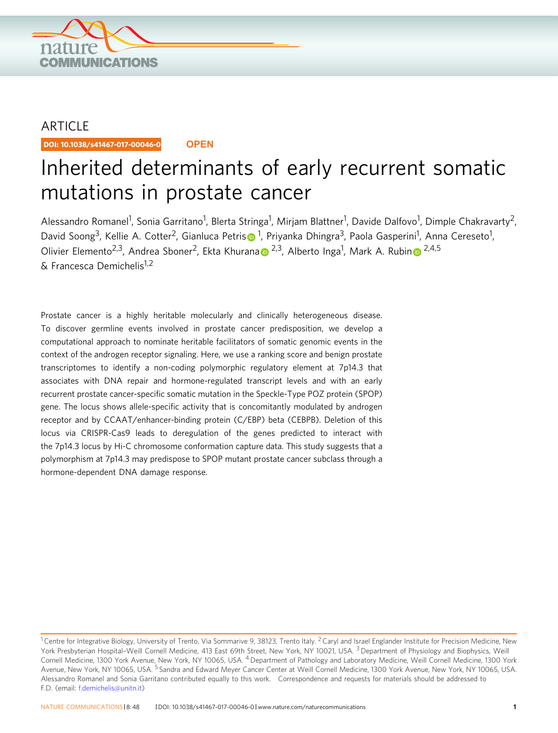ARTICLE

DOI: 10.1038/s41467-017-00046-0 **OPEN**

# Inherited determinants of early recurrent somatic mutations in prostate cancer

Alessandro Romanel[1], Sonia Garritano[1], Blerta Stringa[1], Mirjam Blattner[1], Davide Dalfovo[1], Dimple Chakravarty[2], David Soong[3], Kellie A. Cotter[2], Gianluca Petris[1], Priyanka Dhingra[3], Paola Gasperini[1], Anna Cereseto[1], Olivier Elemento[2,3], Andrea Sboner[2], Ekta Khurana[2,3], Alberto Inga[1], Mark A. Rubin[2,4,5] & Francesca Demichelis[1,2]

Prostate cancer is a highly heritable molecularly and clinically heterogeneous disease. To discover germline events involved in prostate cancer predisposition, we develop a computational approach to nominate heritable facilitators of somatic genomic events in the context of the androgen receptor signaling. Here, we use a ranking score and benign prostate transcriptomes to identify a non-coding polymorphic regulatory element at 7p14.3 that associates with DNA repair and hormone-regulated transcript levels and with an early recurrent prostate cancer-specific somatic mutation in the Speckle-Type POZ protein (SPOP) gene. The locus shows allele-specific activity that is concomitantly modulated by androgen receptor and by CCAAT/enhancer-binding protein (C/EBP) beta (CEBPB). Deletion of this locus via CRISPR-Cas9 leads to deregulation of the genes predicted to interact with the 7p14.3 locus by Hi-C chromosome conformation capture data. This study suggests that a polymorphism at 7p14.3 may predispose to SPOP mutant prostate cancer subclass through a hormone-dependent DNA damage response.

[1] Centre for Integrative Biology, University of Trento, Via Sommarive 9, 38123, Trento Italy. [2] Caryl and Israel Englander Institute for Precision Medicine, New York Presbyterian Hospital–Weill Cornell Medicine, 413 East 69th Street, New York, NY 10021, USA. [3] Department of Physiology and Biophysics, Weill Cornell Medicine, 1300 York Avenue, New York, NY 10065, USA. [4] Department of Pathology and Laboratory Medicine, Weill Cornell Medicine, 1300 York Avenue, New York, NY 10065, USA. [5] Sandra and Edward Meyer Cancer Center at Weill Cornell Medicine, 1300 York Avenue, New York, NY 10065, USA. Alessandro Romanel and Sonia Garritano contributed equally to this work. Correspondence and requests for materials should be addressed to F.D. (email: f.demichelis@unitn.it)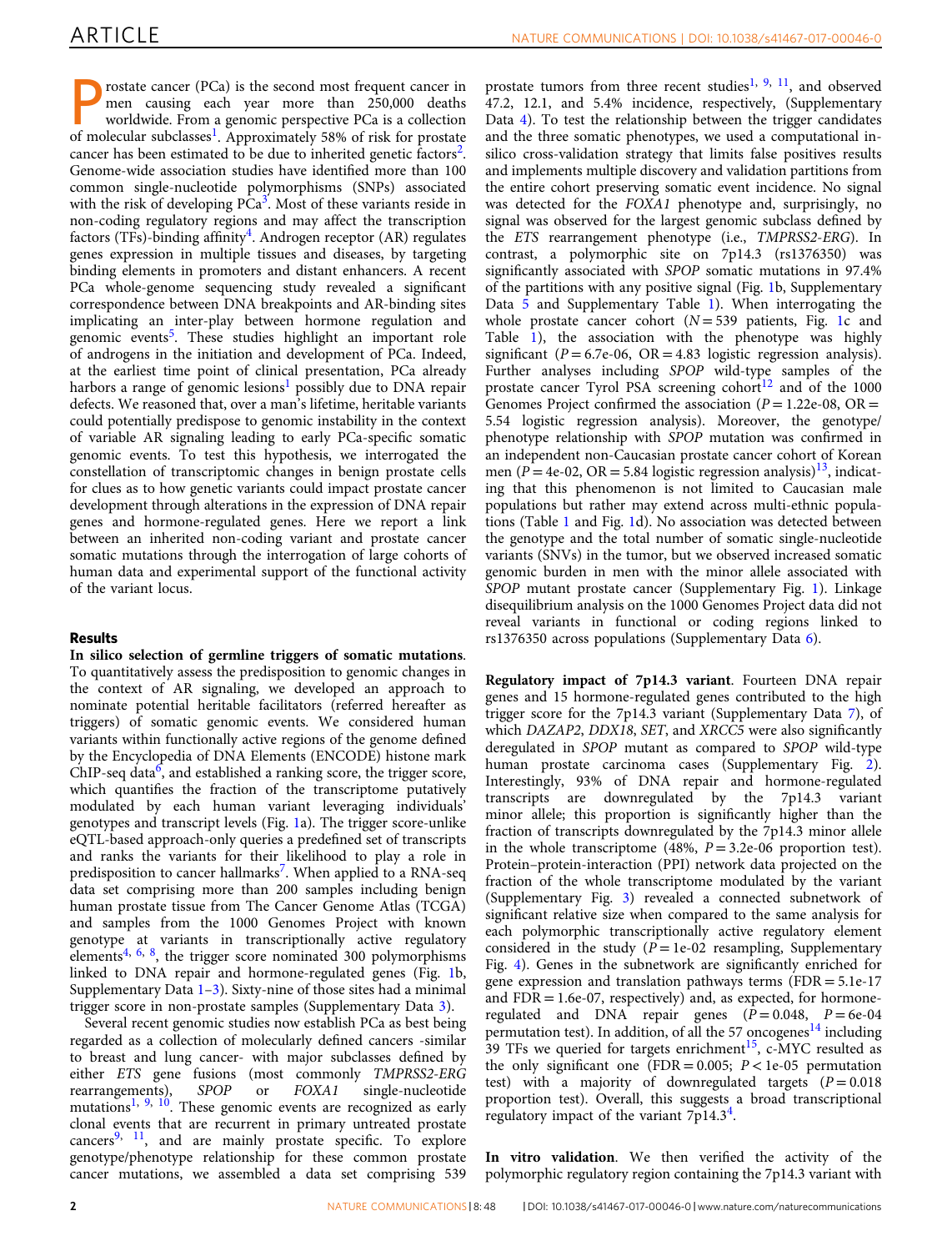Prostate cancer (PCa) is the second most frequent cancer in men causing each year more than 250,000 deaths worldwide. From a genomic perspective PCa is a collection of molecular subclasses[1]. Approximately 58% of risk for prostate cancer has been estimated to be due to inherited genetic factors[2]. Genome-wide association studies have identified more than 100 common single-nucleotide polymorphisms (SNPs) associated with the risk of developing PCa[3]. Most of these variants reside in non-coding regulatory regions and may affect the transcription factors (TFs)-binding affinity[4]. Androgen receptor (AR) regulates genes expression in multiple tissues and diseases, by targeting binding elements in promoters and distant enhancers. A recent PCa whole-genome sequencing study revealed a significant correspondence between DNA breakpoints and AR-binding sites implicating an inter-play between hormone regulation and genomic events[5]. These studies highlight an important role of androgens in the initiation and development of PCa. Indeed, at the earliest time point of clinical presentation, PCa already harbors a range of genomic lesions[1] possibly due to DNA repair defects. We reasoned that, over a man's lifetime, heritable variants could potentially predispose to genomic instability in the context of variable AR signaling leading to early PCa-specific somatic genomic events. To test this hypothesis, we interrogated the constellation of transcriptomic changes in benign prostate cells for clues as to how genetic variants could impact prostate cancer development through alterations in the expression of DNA repair genes and hormone-regulated genes. Here we report a link between an inherited non-coding variant and prostate cancer somatic mutations through the interrogation of large cohorts of human data and experimental support of the functional activity of the variant locus.

## Results

**In silico selection of germline triggers of somatic mutations**. To quantitatively assess the predisposition to genomic changes in the context of AR signaling, we developed an approach to nominate potential heritable facilitators (referred hereafter as triggers) of somatic genomic events. We considered human variants within functionally active regions of the genome defined by the Encyclopedia of DNA Elements (ENCODE) histone mark ChIP-seq data[6], and established a ranking score, the trigger score, which quantifies the fraction of the transcriptome putatively modulated by each human variant leveraging individuals' genotypes and transcript levels (Fig. 1a). The trigger score-unlike eQTL-based approach-only queries a predefined set of transcripts and ranks the variants for their likelihood to play a role in predisposition to cancer hallmarks[7]. When applied to a RNA-seq data set comprising more than 200 samples including benign human prostate tissue from The Cancer Genome Atlas (TCGA) and samples from the 1000 Genomes Project with known genotype at variants in transcriptionally active regulatory elements[4, 6, 8], the trigger score nominated 300 polymorphisms linked to DNA repair and hormone-regulated genes (Fig. 1b, Supplementary Data 1–3). Sixty-nine of those sites had a minimal trigger score in non-prostate samples (Supplementary Data 3).

Several recent genomic studies now establish PCa as best being regarded as a collection of molecularly defined cancers -similar to breast and lung cancer- with major subclasses defined by either *ETS* gene fusions (most commonly *TMPRSS2-ERG* rearrangements), *SPOP* or *FOXA1* single-nucleotide mutations[1, 9, 10]. These genomic events are recognized as early clonal events that are recurrent in primary untreated prostate cancers[9, 11], and are mainly prostate specific. To explore genotype/phenotype relationship for these common prostate cancer mutations, we assembled a data set comprising 539 prostate tumors from three recent studies[1, 9, 11], and observed 47.2, 12.1, and 5.4% incidence, respectively, (Supplementary Data 4). To test the relationship between the trigger candidates and the three somatic phenotypes, we used a computational in-silico cross-validation strategy that limits false positives results and implements multiple discovery and validation partitions from the entire cohort preserving somatic event incidence. No signal was detected for the *FOXA1* phenotype and, surprisingly, no signal was observed for the largest genomic subclass defined by the *ETS* rearrangement phenotype (i.e., *TMPRSS2-ERG*). In contrast, a polymorphic site on 7p14.3 (rs1376350) was significantly associated with *SPOP* somatic mutations in 97.4% of the partitions with any positive signal (Fig. 1b, Supplementary Data 5 and Supplementary Table 1). When interrogating the whole prostate cancer cohort ($N = 539$ patients, Fig. 1c and Table 1), the association with the phenotype was highly significant ($P = 6.7\text{e-}06$, OR = 4.83 logistic regression analysis). Further analyses including *SPOP* wild-type samples of the prostate cancer Tyrol PSA screening cohort[12] and of the 1000 Genomes Project confirmed the association ($P = 1.22\text{e-}08$, OR = 5.54 logistic regression analysis). Moreover, the genotype/phenotype relationship with *SPOP* mutation was confirmed in an independent non-Caucasian prostate cancer cohort of Korean men ($P = 4\text{e-}02$, OR = 5.84 logistic regression analysis)[13], indicating that this phenomenon is not limited to Caucasian male populations but rather may extend across multi-ethnic populations (Table 1 and Fig. 1d). No association was detected between the genotype and the total number of somatic single-nucleotide variants (SNVs) in the tumor, but we observed increased somatic genomic burden in men with the minor allele associated with *SPOP* mutant prostate cancer (Supplementary Fig. 1). Linkage disequilibrium analysis on the 1000 Genomes Project data did not reveal variants in functional or coding regions linked to rs1376350 across populations (Supplementary Data 6).

**Regulatory impact of 7p14.3 variant**. Fourteen DNA repair genes and 15 hormone-regulated genes contributed to the high trigger score for the 7p14.3 variant (Supplementary Data 7), of which *DAZAP2*, *DDX18*, *SET*, and *XRCC5* were also significantly deregulated in *SPOP* mutant as compared to *SPOP* wild-type human prostate carcinoma cases (Supplementary Fig. 2). Interestingly, 93% of DNA repair and hormone-regulated transcripts are downregulated by the 7p14.3 variant minor allele; this proportion is significantly higher than the fraction of transcripts downregulated by the 7p14.3 minor allele in the whole transcriptome (48%, $P = 3.2\text{e-}06$ proportion test). Protein–protein-interaction (PPI) network data projected on the fraction of the whole transcriptome modulated by the variant (Supplementary Fig. 3) revealed a connected subnetwork of significant relative size when compared to the same analysis for each polymorphic transcriptionally active regulatory element considered in the study ($P = 1\text{e-}02$ resampling, Supplementary Fig. 4). Genes in the subnetwork are significantly enriched for gene expression and translation pathways terms (FDR = 5.1e-17 and FDR = 1.6e-07, respectively) and, as expected, for hormone-regulated and DNA repair genes ($P = 0.048$, $P = 6\text{e-}04$ permutation test). In addition, of all the 57 oncogenes[14] including 39 TFs we queried for targets enrichment[15], c-MYC resulted as the only significant one (FDR = 0.005; $P < 1\text{e-}05$ permutation test) with a majority of downregulated targets ($P = 0.018$ proportion test). Overall, this suggests a broad transcriptional regulatory impact of the variant 7p14.3[4].

**In vitro validation**. We then verified the activity of the polymorphic regulatory region containing the 7p14.3 variant with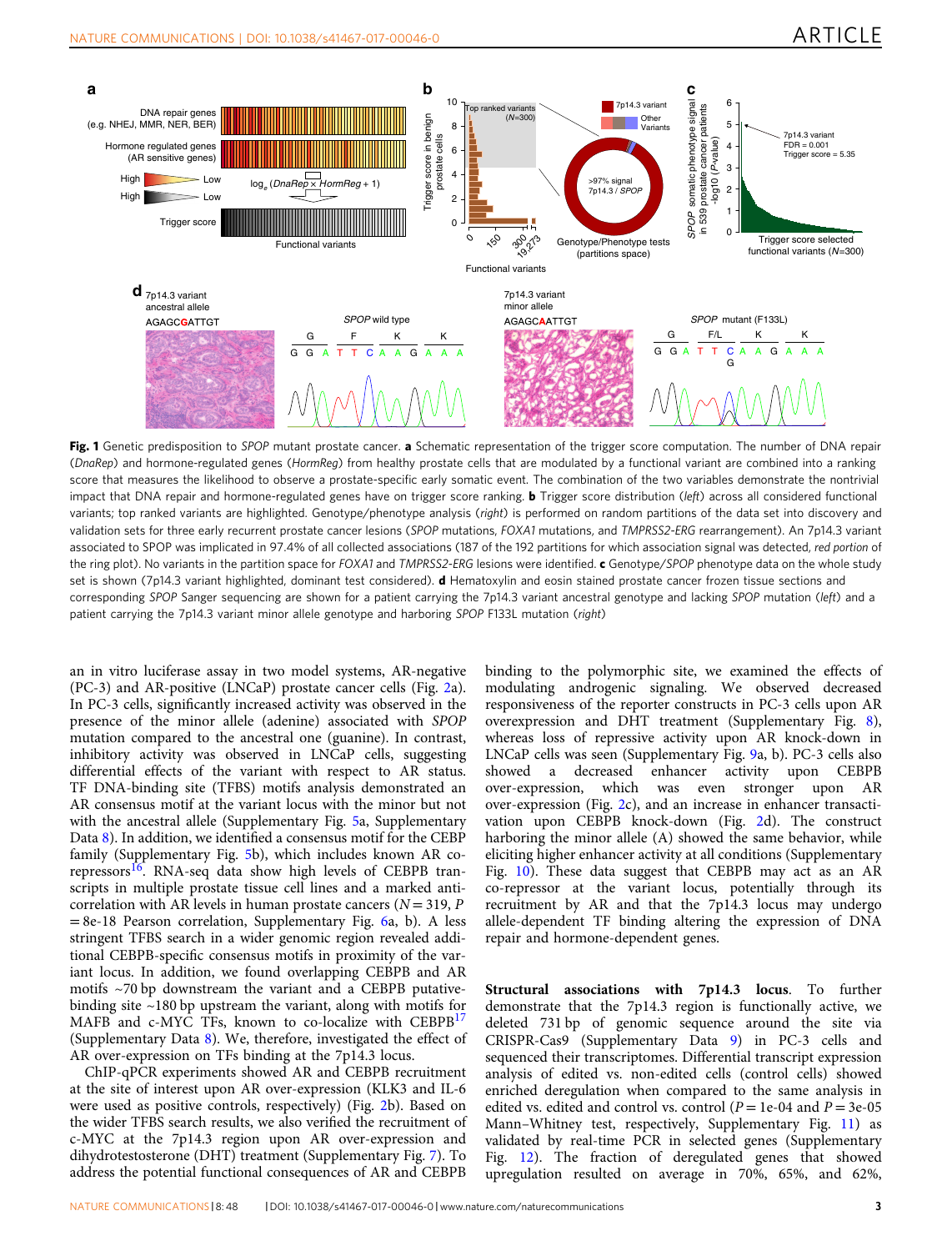**Fig. 1** Genetic predisposition to *SPOP* mutant prostate cancer. **a** Schematic representation of the trigger score computation. The number of DNA repair (*DnaRep*) and hormone-regulated genes (*HormReg*) from healthy prostate cells that are modulated by a functional variant are combined into a ranking score that measures the likelihood to observe a prostate-specific early somatic event. The combination of the two variables demonstrate the nontrivial impact that DNA repair and hormone-regulated genes have on trigger score ranking. **b** Trigger score distribution (*left*) across all considered functional variants; top ranked variants are highlighted. Genotype/phenotype analysis (*right*) is performed on random partitions of the data set into discovery and validation sets for three early recurrent prostate cancer lesions (*SPOP* mutations, *FOXA1* mutations, and *TMPRSS2-ERG* rearrangement). An 7p14.3 variant associated to SPOP was implicated in 97.4% of all collected associations (187 of the 192 partitions for which association signal was detected, *red portion* of the ring plot). No variants in the partition space for *FOXA1* and *TMPRSS2-ERG* lesions were identified. **c** Genotype/*SPOP* phenotype data on the whole study set is shown (7p14.3 variant highlighted, dominant test considered). **d** Hematoxylin and eosin stained prostate cancer frozen tissue sections and corresponding *SPOP* Sanger sequencing are shown for a patient carrying the 7p14.3 variant ancestral genotype and lacking *SPOP* mutation (*left*) and a patient carrying the 7p14.3 variant minor allele genotype and harboring *SPOP* F133L mutation (*right*)

an in vitro luciferase assay in two model systems, AR-negative (PC-3) and AR-positive (LNCaP) prostate cancer cells (Fig. 2a). In PC-3 cells, significantly increased activity was observed in the presence of the minor allele (adenine) associated with *SPOP* mutation compared to the ancestral one (guanine). In contrast, inhibitory activity was observed in LNCaP cells, suggesting differential effects of the variant with respect to AR status. TF DNA-binding site (TFBS) motifs analysis demonstrated an AR consensus motif at the variant locus with the minor but not with the ancestral allele (Supplementary Fig. 5a, Supplementary Data 8). In addition, we identified a consensus motif for the CEBP family (Supplementary Fig. 5b), which includes known AR co-repressors[16]. RNA-seq data show high levels of CEBPB transcripts in multiple prostate tissue cell lines and a marked anti-correlation with AR levels in human prostate cancers ($N = 319$, $P = 8\text{e-}18$ Pearson correlation, Supplementary Fig. 6a, b). A less stringent TFBS search in a wider genomic region revealed additional CEBPB-specific consensus motifs in proximity of the variant locus. In addition, we found overlapping CEBPB and AR motifs ~70 bp downstream the variant and a CEBPB putative-binding site ~180 bp upstream the variant, along with motifs for MAFB and c-MYC TFs, known to co-localize with CEBPB[17] (Supplementary Data 8). We, therefore, investigated the effect of AR over-expression on TFs binding at the 7p14.3 locus.

ChIP-qPCR experiments showed AR and CEBPB recruitment at the site of interest upon AR over-expression (KLK3 and IL-6 were used as positive controls, respectively) (Fig. 2b). Based on the wider TFBS search results, we also verified the recruitment of c-MYC at the 7p14.3 region upon AR over-expression and dihydrotestosterone (DHT) treatment (Supplementary Fig. 7). To address the potential functional consequences of AR and CEBPB binding to the polymorphic site, we examined the effects of modulating androgenic signaling. We observed decreased responsiveness of the reporter constructs in PC-3 cells upon AR overexpression and DHT treatment (Supplementary Fig. 8), whereas loss of repressive activity upon AR knock-down in LNCaP cells was seen (Supplementary Fig. 9a, b). PC-3 cells also showed a decreased enhancer activity upon CEBPB over-expression, which was even stronger upon AR over-expression (Fig. 2c), and an increase in enhancer transactivation upon CEBPB knock-down (Fig. 2d). The construct harboring the minor allele (A) showed the same behavior, while eliciting higher enhancer activity at all conditions (Supplementary Fig. 10). These data suggest that CEBPB may act as an AR co-repressor at the variant locus, potentially through its recruitment by AR and that the 7p14.3 locus may undergo allele-dependent TF binding altering the expression of DNA repair and hormone-dependent genes.

**Structural associations with 7p14.3 locus**. To further demonstrate that the 7p14.3 region is functionally active, we deleted 731 bp of genomic sequence around the site via CRISPR-Cas9 (Supplementary Data 9) in PC-3 cells and sequenced their transcriptomes. Differential transcript expression analysis of edited vs. non-edited cells (control cells) showed enriched deregulation when compared to the same analysis in edited vs. edited and control vs. control ($P = 1\text{e-}04$ and $P = 3\text{e-}05$ Mann–Whitney test, respectively, Supplementary Fig. 11) as validated by real-time PCR in selected genes (Supplementary Fig. 12). The fraction of deregulated genes that showed upregulation resulted on average in 70%, 65%, and 62%,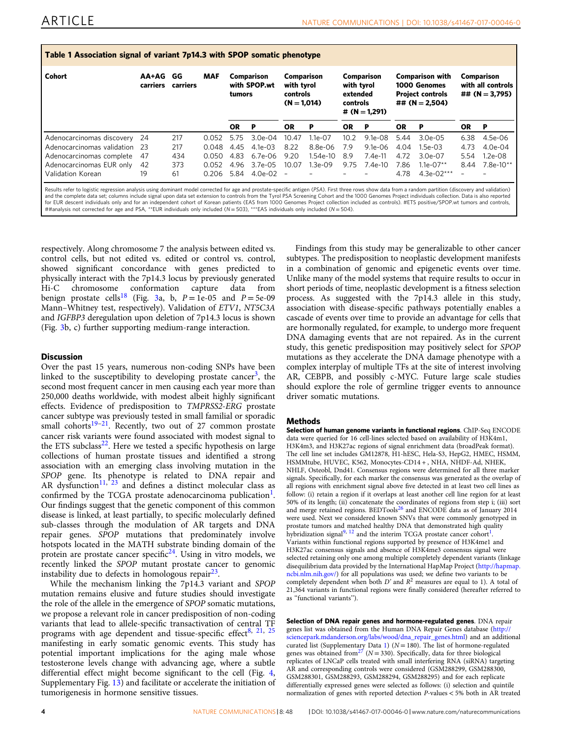**Table 1 Association signal of variant 7p14.3 with SPOP somatic phenotype**

| Cohort | AA+AG carriers | GG carriers | MAF | Comparison with SPOP.wt tumors | | Comparison with tyrol controls (N = 1,014) | | Comparison with tyrol extended controls # (N = 1,291) | | Comparison with 1000 Genomes Project controls ## (N = 2,504) | | Comparison with all controls ## (N = 3,795) | |
|---|---|---|---|---|---|---|---|---|---|---|---|---|---|
| | | | | OR | P | OR | P | OR | P | OR | P | OR | P |
| Adenocarcinomas discovery | 24 | 217 | 0.052 | 5.75 | 3.0e-04 | 10.47 | 1.1e-07 | 10.2 | 9.1e-08 | 5.44 | 3.0e-05 | 6.38 | 4.5e-06 |
| Adenocarcinomas validation | 23 | 217 | 0.048 | 4.45 | 4.1e-03 | 8.22 | 8.8e-06 | 7.9 | 9.1e-06 | 4.04 | 1.5e-03 | 4.73 | 4.0e-04 |
| Adenocarcinomas complete | 47 | 434 | 0.050 | 4.83 | 6.7e-06 | 9.20 | 1.54e-10 | 8.9 | 7.4e-11 | 4.72 | 3.0e-07 | 5.54 | 1.2e-08 |
| Adenocarcinomas EUR only | 42 | 373 | 0.052 | 4.96 | 3.7e-05 | 10.07 | 1.3e-09 | 9.75 | 7.4e-10 | 7.86 | 1.1e-07** | 8.44 | 7.8e-10** |
| Validation Korean | 19 | 61 | 0.206 | 5.84 | 4.0e-02 | – | – | – | – | 4.78 | 4.3e-02*** | – | – |

Results refer to logistic regression analysis using dominant model corrected for age and prostate-specific antigen (PSA). First three rows show data from a random partition (discovery and validation) and the complete data set; columns include signal upon data set extension to controls from the Tyrol PSA Screening Cohort and the 1000 Genomes Project individuals collection. Data is also reported for EUR descent individuals only and for an independent cohort of Korean patients (EAS from 1000 Genomes Project collection included as controls). #ETS positive/SPOP.wt tumors and controls, ##analysis not corrected for age and PSA, **EUR individuals only included (N = 503), ***EAS individuals only included (N = 504).

respectively. Along chromosome 7 the analysis between edited vs. control cells, but not edited vs. edited or control vs. control, showed significant concordance with genes predicted to physically interact with the 7p14.3 locus by previously generated Hi-C chromosome conformation capture data from benign prostate cells[18] (Fig. 3a, b, $P = 1e\text{-}05$ and $P = 5e\text{-}09$ Mann–Whitney test, respectively). Validation of *ETV1*, *NT5C3A* and *IGFBP3* deregulation upon deletion of 7p14.3 locus is shown (Fig. 3b, c) further supporting medium-range interaction.

## Discussion

Over the past 15 years, numerous non-coding SNPs have been linked to the susceptibility to developing prostate cancer[3], the second most frequent cancer in men causing each year more than 250,000 deaths worldwide, with modest albeit highly significant effects. Evidence of predisposition to *TMPRSS2-ERG* prostate cancer subtype was previously tested in small familial or sporadic small cohorts[19–21]. Recently, two out of 27 common prostate cancer risk variants were found associated with modest signal to the ETS subclass[22]. Here we tested a specific hypothesis on large collections of human prostate tissues and identified a strong association with an emerging class involving mutation in the *SPOP* gene. Its phenotype is related to DNA repair and AR dysfunction[11, 23] and defines a distinct molecular class as confirmed by the TCGA prostate adenocarcinoma publication[1]. Our findings suggest that the genetic component of this common disease is linked, at least partially, to specific molecularly defined sub-classes through the modulation of AR targets and DNA repair genes. *SPOP* mutations that predominately involve hotspots located in the MATH substrate binding domain of the protein are prostate cancer specific[24]. Using in vitro models, we recently linked the *SPOP* mutant prostate cancer to genomic instability due to defects in homologous repair[23].

While the mechanism linking the 7p14.3 variant and *SPOP* mutation remains elusive and future studies should investigate the role of the allele in the emergence of *SPOP* somatic mutations, we propose a relevant role in cancer predisposition of non-coding variants that lead to allele-specific transactivation of central TF programs with age dependent and tissue-specific effect[8, 21, 25] manifesting in early somatic genomic events. This study has potential important implications for the aging male whose testosterone levels change with advancing age, where a subtle differential effect might become significant to the cell (Fig. 4, Supplementary Fig. 13) and facilitate or accelerate the initiation of tumorigenesis in hormone sensitive tissues.

Findings from this study may be generalizable to other cancer subtypes. The predisposition to neoplastic development manifests in a combination of genomic and epigenetic events over time. Unlike many of the model systems that require results to occur in short periods of time, neoplastic development is a fitness selection process. As suggested with the 7p14.3 allele in this study, association with disease-specific pathways potentially enables a cascade of events over time to provide an advantage for cells that are hormonally regulated, for example, to undergo more frequent DNA damaging events that are not repaired. As in the current study, this genetic predisposition may positively select for *SPOP* mutations as they accelerate the DNA damage phenotype with a complex interplay of multiple TFs at the site of interest involving AR, CEBPB, and possibly c-MYC. Future large scale studies should explore the role of germline trigger events to announce driver somatic mutations.

## Methods

**Selection of human genome variants in functional regions**. ChIP-Seq ENCODE data were queried for 16 cell-lines selected based on availability of H3K4m1, H3K4m3, and H3K27ac regions of signal enrichment data (broadPeak format). The cell line set includes GM12878, H1-hESC, Hela-S3, HepG2, HMEC, HSMM, HSMMtube, HUVEC, K562, Monocytes-CD14+, NHA, NHDF-Ad, NHEK, NHLF, Osteobl, Dnd41. Consensus regions were determined for all three marker signals. Specifically, for each marker the consensus was generated as the overlap of all regions with enrichment signal above five detected in at least two cell lines as follow: (i) retain a region if it overlaps at least another cell line region for at least 50% of its length; (ii) concatenate the coordinates of regions from step i; (iii) sort and merge retained regions. BEDTools[26] and ENCODE data as of January 2014 were used. Next we considered known SNVs that were commonly genotyped in prostate tumors and matched healthy DNA that demonstrated high quality hybridization signal[9, 12] and the interim TCGA prostate cancer cohort[1]. Variants within functional regions supported by presence of H3K4me1 and H3K27ac consensus signals and absence of H3K4me3 consensus signal were selected retaining only one among multiple completely dependent variants (linkage disequilibrium data provided by the International HapMap Project (http://hapmap.ncbi.nlm.nih.gov/) for all populations was used; we define two variants to be completely dependent when both $D'$ and $R^2$ measures are equal to 1). A total of 21,364 variants in functional regions were finally considered (hereafter referred to as "functional variants").

**Selection of DNA repair genes and hormone-regulated genes**. DNA repair genes list was obtained from the Human DNA Repair Genes database (http://sciencepark.mdanderson.org/labs/wood/dna_repair_genes.html) and an additional curated list (Supplementary Data 1) ($N = 180$). The list of hormone-regulated genes was obtained from[27] ($N = 330$). Specifically, data for three biological replicates of LNCaP cells treated with small interfering RNA (siRNA) targeting AR and corresponding controls were considered (GSM288299, GSM288300, GSM288301, GSM288293, GSM288294, GSM288295) and for each replicate differentially expressed genes were selected as follows: (i) selection and quintile normalization of genes with reported detection $P$-values < 5% both in AR treated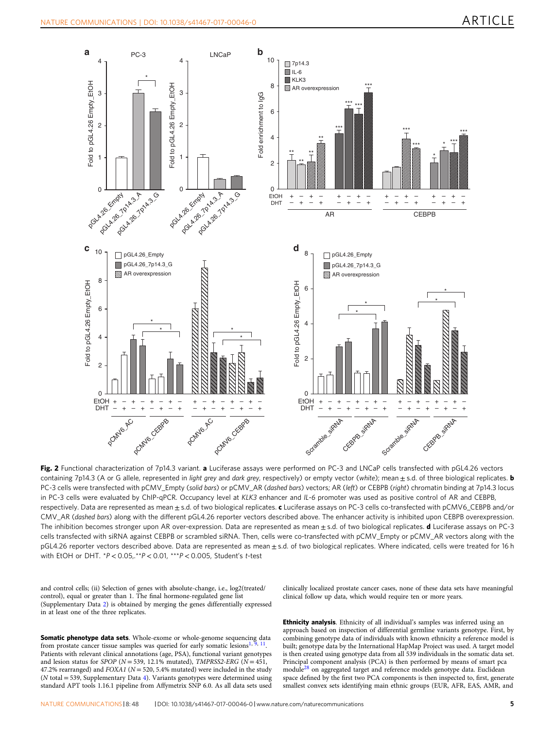**Fig. 2** Functional characterization of 7p14.3 variant. **a** Luciferase assays were performed on PC-3 and LNCaP cells transfected with pGL4.26 vectors containing 7p14.3 (A or G allele, represented in *light grey* and *dark grey*, respectively) or empty vector (*white*); mean ± s.d. of three biological replicates. **b** PC-3 cells were transfected with pCMV_Empty (*solid bars*) or pCMV_AR (*dashed bars*) vectors; AR (*left*) or CEBPB (*right*) chromatin binding at 7p14.3 locus in PC-3 cells were evaluated by ChIP-qPCR. Occupancy level at *KLK3* enhancer and *IL-6* promoter was used as positive control of AR and CEBPB, respectively. Data are represented as mean ± s.d. of two biological replicates. **c** Luciferase assays on PC-3 cells co-transfected with pCMV6_CEBPB and/or CMV_AR (*dashed bars*) along with the different pGL4.26 reporter vectors described above. The enhancer activity is inhibited upon CEBPB overexpression. The inhibition becomes stronger upon AR over-expression. Data are represented as mean ± s.d. of two biological replicates. **d** Luciferase assays on PC-3 cells transfected with siRNA against CEBPB or scrambled siRNA. Then, cells were co-transfected with pCMV_Empty or pCMV_AR vectors along with the pGL4.26 reporter vectors described above. Data are represented as mean ± s.d. of two biological replicates. Where indicated, cells were treated for 16 h with EtOH or DHT. *$P < 0.05$, **$P < 0.01$, ***$P < 0.005$, Student's *t*-test

and control cells; (ii) Selection of genes with absolute-change, i.e., log2(treated/control), equal or greater than 1. The final hormone-regulated gene list (Supplementary Data 2) is obtained by merging the genes differentially expressed in at least one of the three replicates.

**Somatic phenotype data sets**. Whole-exome or whole-genome sequencing data from prostate cancer tissue samples was queried for early somatic lesions[1, 9, 11]. Patients with relevant clinical annotations (age, PSA), functional variant genotypes and lesion status for *SPOP* ($N = 539$, 12.1% mutated), *TMPRSS2-ERG* ($N = 451$, 47.2% rearranged) and *FOXA1* ($N = 520$, 5.4% mutated) were included in the study ($N$ total = 539, Supplementary Data 4). Variants genotypes were determined using standard APT tools 1.16.1 pipeline from Affymetrix SNP 6.0. As all data sets used clinically localized prostate cancer cases, none of these data sets have meaningful clinical follow up data, which would require ten or more years.

**Ethnicity analysis**. Ethnicity of all individual's samples was inferred using an approach based on inspection of differential germline variants genotype. First, by combining genotype data of individuals with known ethnicity a reference model is built; genotype data by the International HapMap Project was used. A target model is then created using genotype data from all 539 individuals in the somatic data set. Principal component analysis (PCA) is then performed by means of smart pca module[28] on aggregated target and reference models genotype data. Euclidean space defined by the first two PCA components is then inspected to, first, generate smallest convex sets identifying main ethnic groups (EUR, AFR, EAS, AMR, and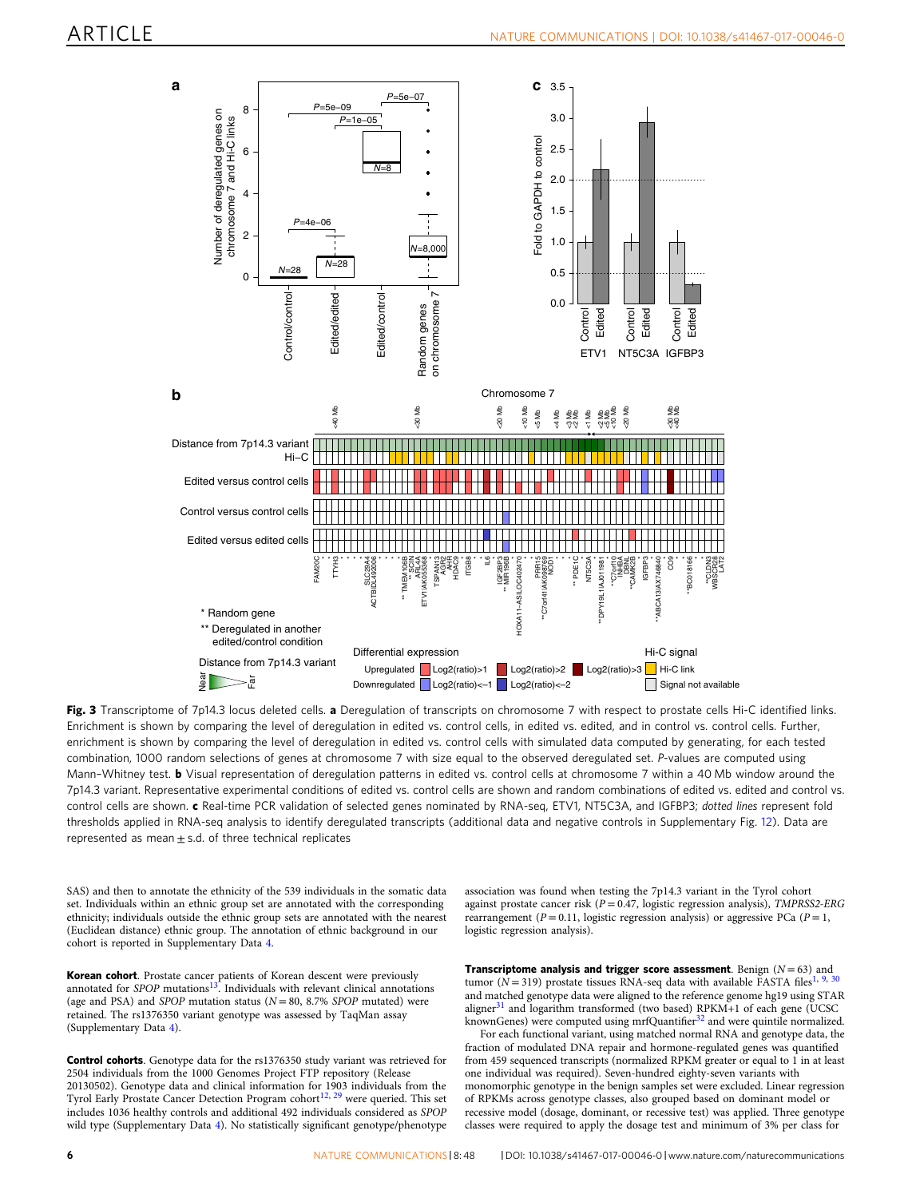**Fig. 3** Transcriptome of 7p14.3 locus deleted cells. **a** Deregulation of transcripts on chromosome 7 with respect to prostate cells Hi-C identified links. Enrichment is shown by comparing the level of deregulation in edited vs. control cells, in edited vs. edited, and in control vs. control cells. Further, enrichment is shown by comparing the level of deregulation in edited vs. control cells with simulated data computed by generating, for each tested combination, 1000 random selections of genes at chromosome 7 with size equal to the observed deregulated set. *P*-values are computed using Mann–Whitney test. **b** Visual representation of deregulation patterns in edited vs. control cells at chromosome 7 within a 40 Mb window around the 7p14.3 variant. Representative experimental conditions of edited vs. control cells are shown and random combinations of edited vs. edited and control vs. control cells are shown. **c** Real-time PCR validation of selected genes nominated by RNA-seq, ETV1, NT5C3A, and IGFBP3; *dotted lines* represent fold thresholds applied in RNA-seq analysis to identify deregulated transcripts (additional data and negative controls in Supplementary Fig. 12). Data are represented as mean ± s.d. of three technical replicates

SAS) and then to annotate the ethnicity of the 539 individuals in the somatic data set. Individuals within an ethnic group set are annotated with the corresponding ethnicity; individuals outside the ethnic group sets are annotated with the nearest (Euclidean distance) ethnic group. The annotation of ethnic background in our cohort is reported in Supplementary Data 4.

**Korean cohort**. Prostate cancer patients of Korean descent were previously annotated for *SPOP* mutations[13]. Individuals with relevant clinical annotations (age and PSA) and *SPOP* mutation status ($N = 80$, 8.7% *SPOP* mutated) were retained. The rs1376350 variant genotype was assessed by TaqMan assay (Supplementary Data 4).

**Control cohorts**. Genotype data for the rs1376350 study variant was retrieved for 2504 individuals from the 1000 Genomes Project FTP repository (Release 20130502). Genotype data and clinical information for 1903 individuals from the Tyrol Early Prostate Cancer Detection Program cohort[12, 29] were queried. This set includes 1036 healthy controls and additional 492 individuals considered as *SPOP* wild type (Supplementary Data 4). No statistically significant genotype/phenotype association was found when testing the 7p14.3 variant in the Tyrol cohort against prostate cancer risk ($P = 0.47$, logistic regression analysis), *TMPRSS2-ERG* rearrangement ($P = 0.11$, logistic regression analysis) or aggressive PCa ($P = 1$, logistic regression analysis).

**Transcriptome analysis and trigger score assessment**. Benign ($N = 63$) and tumor ($N = 319$) prostate tissues RNA-seq data with available FASTA files[1, 9, 30] and matched genotype data were aligned to the reference genome hg19 using STAR aligner[31] and logarithm transformed (two based) RPKM+1 of each gene (UCSC knownGenes) were computed using mrfQuantifier[32] and were quintile normalized.

For each functional variant, using matched normal RNA and genotype data, the fraction of modulated DNA repair and hormone-regulated genes was quantified from 459 sequenced transcripts (normalized RPKM greater or equal to 1 in at least one individual was required). Seven-hundred eighty-seven variants with monomorphic genotype in the benign samples set were excluded. Linear regression of RPKMs across genotype classes, also grouped based on dominant model or recessive model (dosage, dominant, or recessive test) was applied. Three genotype classes were required to apply the dosage test and minimum of 3% per class for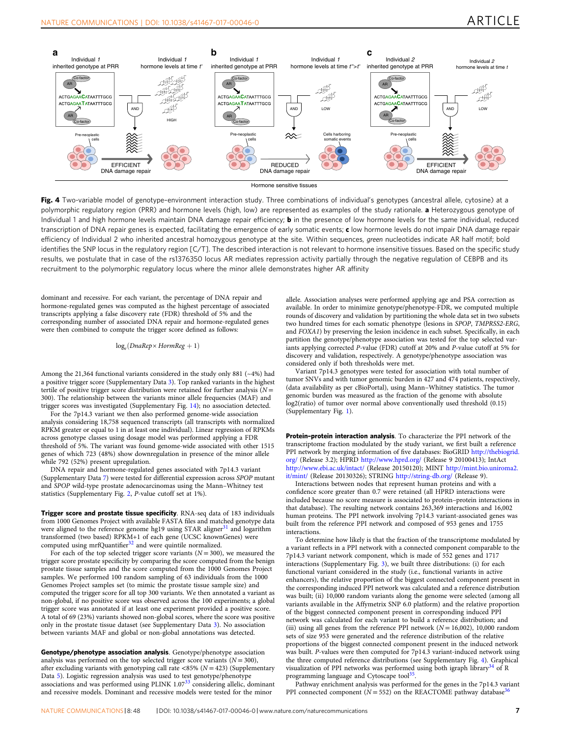Fig. 4 Two-variable model of genotype–environment interaction study. Three combinations of individual's genotypes (ancestral allele, cytosine) at a polymorphic regulatory region (PRR) and hormone levels (high, low) are represented as examples of the study rationale. **a** Heterozygous genotype of Individual 1 and high hormone levels maintain DNA damage repair efficiency; **b** in the presence of low hormone levels for the same individual, reduced transcription of DNA repair genes is expected, facilitating the emergence of early somatic events; **c** low hormone levels do not impair DNA damage repair efficiency of Individual 2 who inherited ancestral homozygous genotype at the site. Within sequences, *green* nucleotides indicate AR half motif; bold identifies the SNP locus in the regulatory region [C/T]. The described interaction is not relevant to hormone insensitive tissues. Based on the specific study results, we postulate that in case of the rs1376350 locus AR mediates repression activity partially through the negative regulation of CEBPB and its recruitment to the polymorphic regulatory locus where the minor allele demonstrates higher AR affinity

dominant and recessive. For each variant, the percentage of DNA repair and hormone-regulated genes was computed as the highest percentage of associated transcripts applying a false discovery rate (FDR) threshold of 5% and the corresponding number of associated DNA repair and hormone-regulated genes were then combined to compute the trigger score defined as follows:

$$\log_e(DnaRep \times HormReg + 1)$$

Among the 21,364 functional variants considered in the study only 881 (~4%) had a positive trigger score (Supplementary Data 3). Top ranked variants in the highest tertile of positive trigger score distribution were retained for further analysis ($N = 300$). The relationship between the variants minor allele frequencies (MAF) and trigger scores was investigated (Supplementary Fig. 14); no association detected.

For the 7p14.3 variant we then also performed genome-wide association analysis considering 18,758 sequenced transcripts (all transcripts with normalized RPKM greater or equal to 1 in at least one individual). Linear regression of RPKMs across genotype classes using dosage model was performed applying a FDR threshold of 5%. The variant was found genome-wide associated with other 1515 genes of which 723 (48%) show downregulation in presence of the minor allele while 792 (52%) present upregulation.

DNA repair and hormone-regulated genes associated with 7p14.3 variant (Supplementary Data 7) were tested for differential expression across *SPOP* mutant and *SPOP* wild-type prostate adenocarcinomas using the Mann–Whitney test statistics (Supplementary Fig. 2, *P*-value cutoff set at 1%).

**Trigger score and prostate tissue specificity**. RNA-seq data of 183 individuals from 1000 Genomes Project with available FASTA files and matched genotype data were aligned to the reference genome hg19 using STAR aligner[31] and logarithm transformed (two based) RPKM+1 of each gene (UCSC knownGenes) were computed using mrfQuantifier[32] and were quintile normalized.

For each of the top selected trigger score variants ($N = 300$), we measured the trigger score prostate specificity by comparing the score computed from the benign prostate tissue samples and the score computed from the 1000 Genomes Project samples. We performed 100 random sampling of 63 individuals from the 1000 Genomes Project samples set (to mimic the prostate tissue sample size) and computed the trigger score for all top 300 variants. We then annotated a variant as non-global, if no positive score was observed across the 100 experiments; a global trigger score was annotated if at least one experiment provided a positive score. A total of 69 (23%) variants showed non-global scores, where the score was positive only in the prostate tissue dataset (see Supplementary Data 3). No association between variants MAF and global or non-global annotations was detected.

**Genotype/phenotype association analysis**. Genotype/phenotype association analysis was performed on the top selected trigger score variants ($N = 300$), after excluding variants with genotyping call rate <85% ($N = 423$) (Supplementary Data 5). Logistic regression analysis was used to test genotype/phenotype associations and was performed using PLINK 1.07[33] considering allelic, dominant and recessive models. Dominant and recessive models were tested for the minor allele. Association analyses were performed applying age and PSA correction as available. In order to minimize genotype/phenotype-FDR, we computed multiple rounds of discovery and validation by partitioning the whole data set in two subsets two hundred times for each somatic phenotype (lesions in *SPOP*, *TMPRSS2-ERG*, and *FOXA1*) by preserving the lesion incidence in each subset. Specifically, in each partition the genotype/phenotype association was tested for the top selected variants applying corrected *P*-value (FDR) cutoff at 20% and *P*-value cutoff at 5% for discovery and validation, respectively. A genotype/phenotype association was considered only if both thresholds were met.

Variant 7p14.3 genotypes were tested for association with total number of tumor SNVs and with tumor genomic burden in 427 and 474 patients, respectively, (data availability as per cBioPortal), using Mann–Whitney statistics. The tumor genomic burden was measured as the fraction of the genome with absolute log2(ratio) of tumor over normal above conventionally used threshold (0.15) (Supplementary Fig. 1).

**Protein–protein interaction analysis**. To characterize the PPI network of the transcriptome fraction modulated by the study variant, we first built a reference PPI network by merging information of five databases: BioGRID http://thebiogrid.org/ (Release 3.2); HPRD http://www.hprd.org/ (Release 9 20100413); IntAct http://www.ebi.ac.uk/intact/ (Release 20150120); MINT http://mint.bio.uniroma2.it/mint/ (Release 20130326); STRING http://string-db.org/ (Release 9).

Interactions between nodes that represent human proteins and with a confidence score greater than 0.7 were retained (all HPRD interactions were included because no score measure is associated to protein–protein interactions in that database). The resulting network contains 263,369 interactions and 16,002 human proteins. The PPI network involving 7p14.3 variant-associated genes was built from the reference PPI network and composed of 953 genes and 1755 interactions.

To determine how likely is that the fraction of the transcriptome modulated by a variant reflects in a PPI network with a connected component comparable to the 7p14.3 variant network component, which is made of 552 genes and 1717 interactions (Supplementary Fig. 3), we built three distributions: (i) for each functional variant considered in the study (i.e., functional variants in active enhancers), the relative proportion of the biggest connected component present in the corresponding induced PPI network was calculated and a reference distribution was built; (ii) 10,000 random variants along the genome were selected (among all variants available in the Affymetrix SNP 6.0 platform) and the relative proportion of the biggest connected component present in corresponding induced PPI network was calculated for each variant to build a reference distribution; and (iii) using all genes from the reference PPI network ($N = 16,002$), 10,000 random sets of size 953 were generated and the reference distribution of the relative proportions of the biggest connected component present in the induced network was built. *P*-values were then computed for 7p14.3 variant-induced network using the three computed reference distributions (see Supplementary Fig. 4). Graphical visualization of PPI networks was performed using both igraph library[34] of R programming language and Cytoscape tool[35].

Pathway enrichment analysis was performed for the genes in the 7p14.3 variant PPI connected component ($N = 552$) on the REACTOME pathway database[36]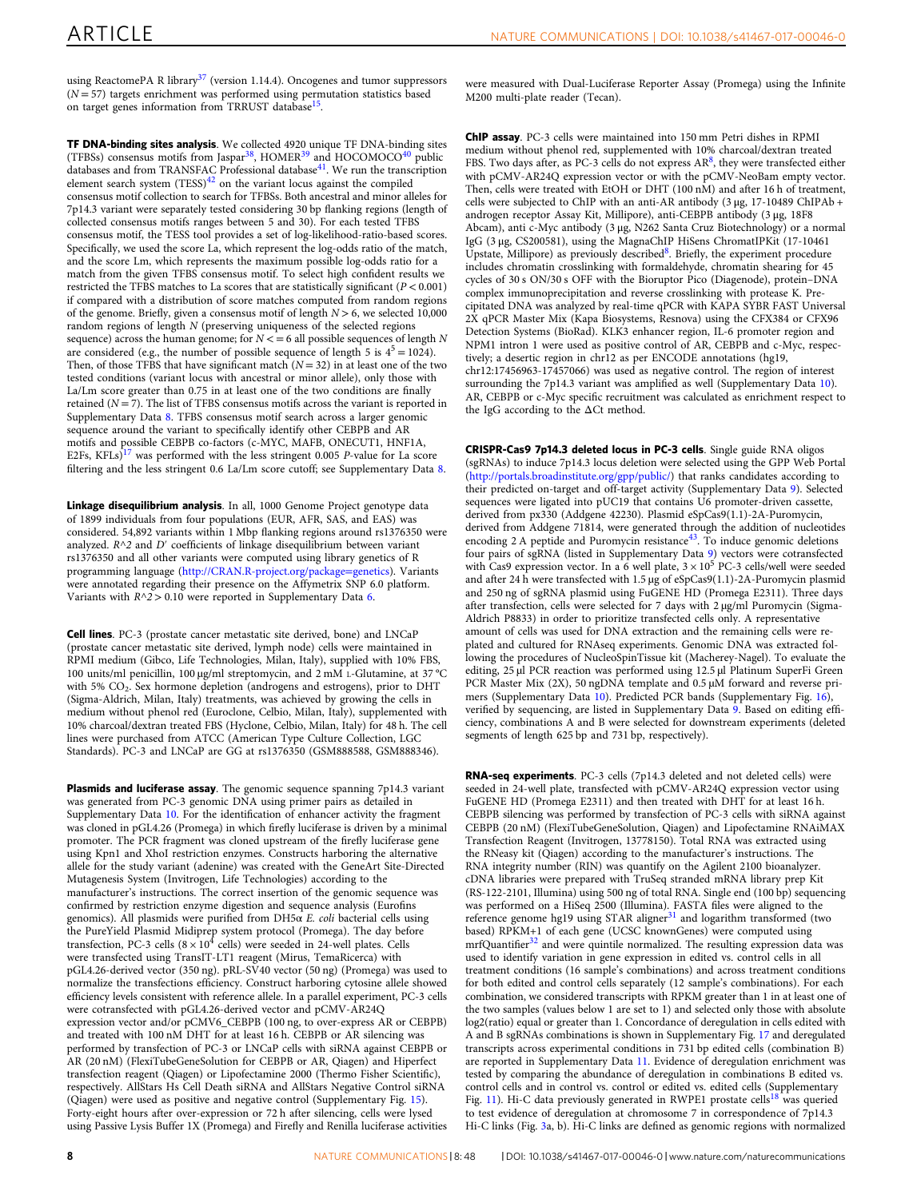using ReactomePA R library[37] (version 1.14.4). Oncogenes and tumor suppressors ($N = 57$) targets enrichment was performed using permutation statistics based on target genes information from TRRUST database[15].

**TF DNA-binding sites analysis**. We collected 4920 unique TF DNA-binding sites (TFBSs) consensus motifs from Jaspar[38], HOMER[39] and HOCOMOCO[40] public databases and from TRANSFAC Professional database[41]. We run the transcription element search system (TESS)[42] on the variant locus against the compiled consensus motif collection to search for TFBSs. Both ancestral and minor alleles for 7p14.3 variant were separately tested considering 30 bp flanking regions (length of collected consensus motifs ranges between 5 and 30). For each tested TFBS consensus motif, the TESS tool provides a set of log-likelihood-ratio-based scores. Specifically, we used the score La, which represent the log-odds ratio of the match, and the score Lm, which represents the maximum possible log-odds ratio for a match from the given TFBS consensus motif. To select high confident results we restricted the TFBS matches to La scores that are statistically significant ($P < 0.001$) if compared with a distribution of score matches computed from random regions of the genome. Briefly, given a consensus motif of length $N > 6$, we selected 10,000 random regions of length $N$ (preserving uniqueness of the selected regions sequence) across the human genome; for $N <= 6$ all possible sequences of length $N$ are considered (e.g., the number of possible sequence of length 5 is $4^5 = 1024$). Then, of those TFBS that have significant match ($N = 32$) in at least one of the two tested conditions (variant locus with ancestral or minor allele), only those with La/Lm score greater than 0.75 in at least one of the two conditions are finally retained ($N = 7$). The list of TFBS consensus motifs across the variant is reported in Supplementary Data 8. TFBS consensus motif search across a larger genomic sequence around the variant to specifically identify other CEBPB and AR motifs and possible CEBPB co-factors (c-MYC, MAFB, ONECUT1, HNF1A, E2Fs, KFLs)[17] was performed with the less stringent 0.005 $P$-value for La score filtering and the less stringent 0.6 La/Lm score cutoff; see Supplementary Data 8.

**Linkage disequilibrium analysis**. In all, 1000 Genome Project genotype data of 1899 individuals from four populations (EUR, AFR, SAS, and EAS) was considered. 54,892 variants within 1 Mbp flanking regions around rs1376350 were analyzed. $R^2$ and $D'$ coefficients of linkage disequilibrium between variant rs1376350 and all other variants were computed using library genetics of R programming language (http://CRAN.R-project.org/package=genetics). Variants were annotated regarding their presence on the Affymetrix SNP 6.0 platform. Variants with $R^2 > 0.10$ were reported in Supplementary Data 6.

**Cell lines**. PC-3 (prostate cancer metastatic site derived, bone) and LNCaP (prostate cancer metastatic site derived, lymph node) cells were maintained in RPMI medium (Gibco, Life Technologies, Milan, Italy), supplied with 10% FBS, 100 units/ml penicillin, 100 µg/ml streptomycin, and 2 mM L-Glutamine, at 37 °C with 5% $CO_2$. Sex hormone depletion (androgens and estrogens), prior to DHT (Sigma-Aldrich, Milan, Italy) treatments, was achieved by growing the cells in medium without phenol red (Euroclone, Celbio, Milan, Italy), supplemented with 10% charcoal/dextran treated FBS (Hyclone, Celbio, Milan, Italy) for 48 h. The cell lines were purchased from ATCC (American Type Culture Collection, LGC Standards). PC-3 and LNCaP are GG at rs1376350 (GSM888588, GSM888346).

**Plasmids and luciferase assay**. The genomic sequence spanning 7p14.3 variant was generated from PC-3 genomic DNA using primer pairs as detailed in Supplementary Data 10. For the identification of enhancer activity the fragment was cloned in pGL4.26 (Promega) in which firefly luciferase is driven by a minimal promoter. The PCR fragment was cloned upstream of the firefly luciferase gene using KpnI and XhoI restriction enzymes. Constructs harboring the alternative allele for the study variant (adenine) was created with the GeneArt Site-Directed Mutagenesis System (Invitrogen, Life Technologies) according to the manufacturer's instructions. The correct insertion of the genomic sequence was confirmed by restriction enzyme digestion and sequence analysis (Eurofins genomics). All plasmids were purified from DH5α *E. coli* bacterial cells using the PureYield Plasmid Midiprep system protocol (Promega). The day before transfection, PC-3 cells ($8 \times 10^4$ cells) were seeded in 24-well plates. Cells were transfected using TransIT-LT1 reagent (Mirus, TemaRicerca) with pGL4.26-derived vector (350 ng). pRL-SV40 vector (50 ng) (Promega) was used to normalize the transfections efficiency. Construct harboring cytosine allele showed efficiency levels consistent with reference allele. In a parallel experiment, PC-3 cells were cotransfected with pGL4.26-derived vector and pCMV-AR24Q expression vector and/or pCMV6_CEBPB (100 ng, to over-express AR or CEBPB) and treated with 100 nM DHT for at least 16 h. CEBPB or AR silencing was performed by transfection of PC-3 or LNCaP cells with siRNA against CEBPB or AR (20 nM) (FlexiTubeGeneSolution for CEBPB or AR, Qiagen) and Hiperfect transfection reagent (Qiagen) or Lipofectamine 2000 (Thermo Fisher Scientific), respectively. AllStars Hs Cell Death siRNA and AllStars Negative Control siRNA (Qiagen) were used as positive and negative control (Supplementary Fig. 15). Forty-eight hours after over-expression or 72 h after silencing, cells were lysed using Passive Lysis Buffer 1X (Promega) and Firefly and Renilla luciferase activities were measured with Dual-Luciferase Reporter Assay (Promega) using the Infinite M200 multi-plate reader (Tecan).

**ChIP assay**. PC-3 cells were maintained into 150 mm Petri dishes in RPMI medium without phenol red, supplemented with 10% charcoal/dextran treated FBS. Two days after, as PC-3 cells do not express AR[8], they were transfected either with pCMV-AR24Q expression vector or with the pCMV-NeoBam empty vector. Then, cells were treated with EtOH or DHT (100 nM) and after 16 h of treatment, cells were subjected to ChIP with an anti-AR antibody (3 µg, 17-10489 ChIPAb+ androgen receptor Assay Kit, Millipore), anti-CEBPB antibody (3 µg, 18F8 Abcam), anti c-Myc antibody (3 µg, N262 Santa Cruz Biotechnology) or a normal IgG (3 µg, CS200581), using the MagnaChIP HiSens ChromatIPKit (17-10461 Upstate, Millipore) as previously described[8]. Briefly, the experiment procedure includes chromatin crosslinking with formaldehyde, chromatin shearing for 45 cycles of 30 s ON/30 s OFF with the Bioruptor Pico (Diagenode), protein–DNA complex immunoprecipitation and reverse crosslinking with protease K. Precipitated DNA was analyzed by real-time qPCR with KAPA SYBR FAST Universal 2X qPCR Master Mix (Kapa Biosystems, Resnova) using the CFX384 or CFX96 Detection Systems (BioRad). KLK3 enhancer region, IL-6 promoter region and NPM1 intron 1 were used as positive control of AR, CEBPB and c-Myc, respectively; a desertic region in chr12 as per ENCODE annotations (hg19, chr12:17456963-17457066) was used as negative control. The region of interest surrounding the 7p14.3 variant was amplified as well (Supplementary Data 10). AR, CEBPB or c-Myc specific recruitment was calculated as enrichment respect to the IgG according to the ΔCt method.

**CRISPR-Cas9 7p14.3 deleted locus in PC-3 cells**. Single guide RNA oligos (sgRNAs) to induce 7p14.3 locus deletion were selected using the GPP Web Portal (http://portals.broadinstitute.org/gpp/public/) that ranks candidates according to their predicted on-target and off-target activity (Supplementary Data 9). Selected sequences were ligated into pUC19 that contains U6 promoter-driven cassette, derived from px330 (Addgene 42230). Plasmid eSpCas9(1.1)-2A-Puromycin, derived from Addgene 71814, were generated through the addition of nucleotides encoding 2 A peptide and Puromycin resistance[43]. To induce genomic deletions four pairs of sgRNA (listed in Supplementary Data 9) vectors were cotransfected with Cas9 expression vector. In a 6 well plate, $3 \times 10^5$ PC-3 cells/well were seeded and after 24 h were transfected with 1.5 µg of eSpCas9(1.1)-2A-Puromycin plasmid and 250 ng of sgRNA plasmid using FuGENE HD (Promega E2311). Three days after transfection, cells were selected for 7 days with 2 µg/ml Puromycin (Sigma-Aldrich P8833) in order to prioritize transfected cells only. A representative amount of cells was used for DNA extraction and the remaining cells were re-plated and cultured for RNAseq experiments. Genomic DNA was extracted following the procedures of NucleoSpinTissue kit (Macherey-Nagel). To evaluate the editing, 25 µl PCR reaction was performed using 12.5 µl Platinum SuperFi Green PCR Master Mix (2X), 50 ngDNA template and 0.5 µM forward and reverse primers (Supplementary Data 10). Predicted PCR bands (Supplementary Fig. 16), verified by sequencing, are listed in Supplementary Data 9. Based on editing efficiency, combinations A and B were selected for downstream experiments (deleted segments of length 625 bp and 731 bp, respectively).

**RNA-seq experiments**. PC-3 cells (7p14.3 deleted and not deleted cells) were seeded in 24-well plate, transfected with pCMV-AR24Q expression vector using FuGENE HD (Promega E2311) and then treated with DHT for at least 16 h. CEBPB silencing was performed by transfection of PC-3 cells with siRNA against CEBPB (20 nM) (FlexiTubeGeneSolution, Qiagen) and Lipofectamine RNAiMAX Transfection Reagent (Invitrogen, 13778150). Total RNA was extracted using the RNeasy kit (Qiagen) according to the manufacturer's instructions. The RNA integrity number (RIN) was quantify on the Agilent 2100 bioanalyzer. cDNA libraries were prepared with TruSeq stranded mRNA library prep Kit (RS-122-2101, Illumina) using 500 ng of total RNA. Single end (100 bp) sequencing was performed on a HiSeq 2500 (Illumina). FASTA files were aligned to the reference genome hg19 using STAR aligner[31] and logarithm transformed (two based) RPKM+1 of each gene (UCSC knownGenes) were computed using mrfQuantifier[32] and were quintile normalized. The resulting expression data was used to identify variation in gene expression in edited vs. control cells in all treatment conditions (16 sample's combinations) and across treatment conditions for both edited and control cells separately (12 sample's combinations). For each combination, we considered transcripts with RPKM greater than 1 in at least one of the two samples (values below 1 are set to 1) and selected only those with absolute log2(ratio) equal or greater than 1. Concordance of deregulation in cells edited with A and B sgRNAs combinations is shown in Supplementary Fig. 17 and deregulated transcripts across experimental conditions in 731 bp edited cells (combination B) are reported in Supplementary Data 11. Evidence of deregulation enrichment was tested by comparing the abundance of deregulation in combinations B edited vs. control cells and in control vs. control or edited vs. edited cells (Supplementary Fig. 11). Hi-C data previously generated in RWPE1 prostate cells[18] was queried to test evidence of deregulation at chromosome 7 in correspondence of 7p14.3 Hi-C links (Fig. 3a, b). Hi-C links are defined as genomic regions with normalized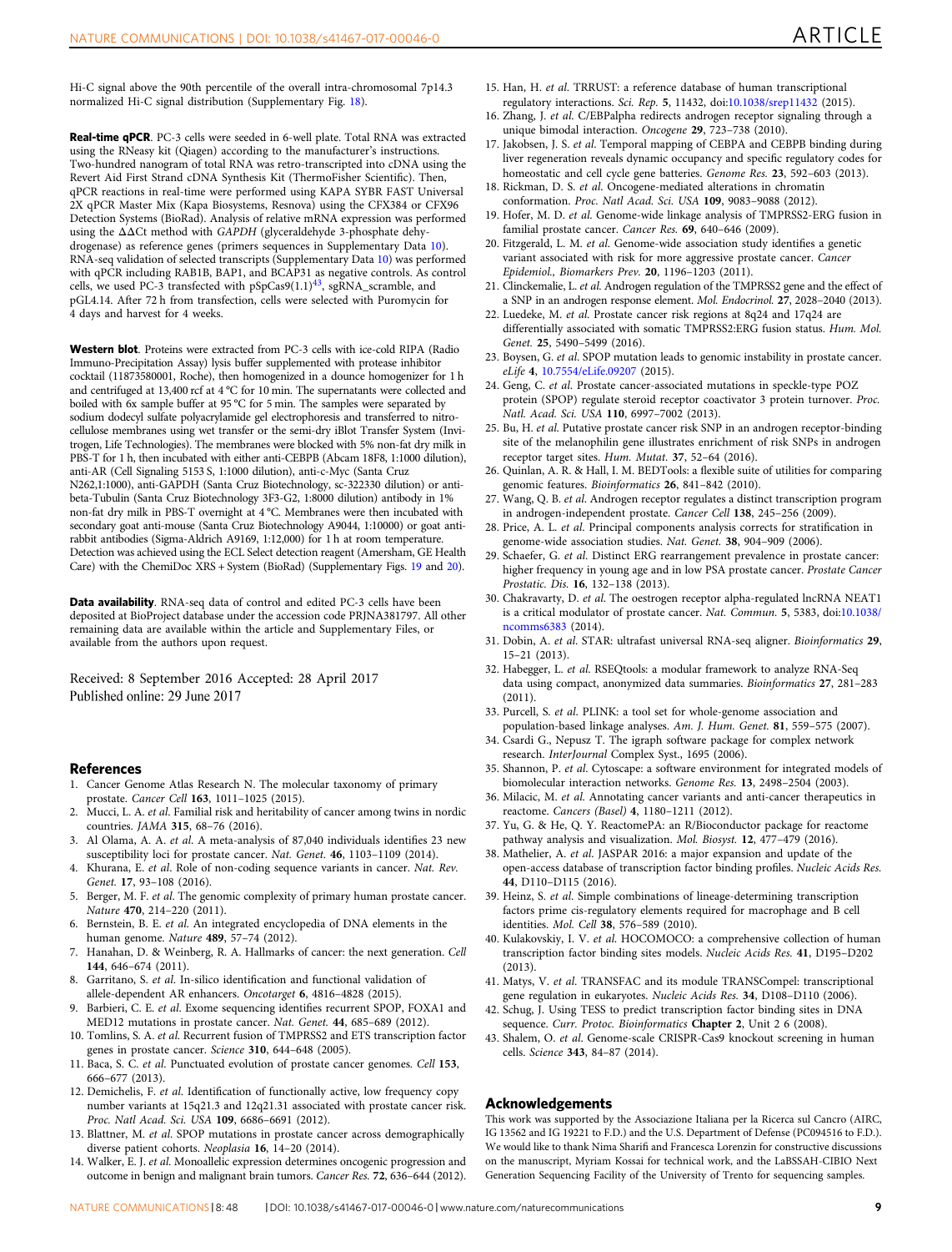Hi-C signal above the 90th percentile of the overall intra-chromosomal 7p14.3 normalized Hi-C signal distribution (Supplementary Fig. 18).

**Real-time qPCR**. PC-3 cells were seeded in 6-well plate. Total RNA was extracted using the RNeasy kit (Qiagen) according to the manufacturer's instructions. Two-hundred nanogram of total RNA was retro-transcripted into cDNA using the Revert Aid First Strand cDNA Synthesis Kit (ThermoFisher Scientific). Then, qPCR reactions in real-time were performed using KAPA SYBR FAST Universal 2X qPCR Master Mix (Kapa Biosystems, Resnova) using the CFX384 or CFX96 Detection Systems (BioRad). Analysis of relative mRNA expression was performed using the ΔΔCt method with *GAPDH* (glyceraldehyde 3-phosphate dehydrogenase) as reference genes (primers sequences in Supplementary Data 10). RNA-seq validation of selected transcripts (Supplementary Data 10) was performed with qPCR including RAB1B, BAP1, and BCAP31 as negative controls. As control cells, we used PC-3 transfected with pSpCas9(1.1)[43], sgRNA_scramble, and pGL4.14. After 72 h from transfection, cells were selected with Puromycin for 4 days and harvest for 4 weeks.

**Western blot**. Proteins were extracted from PC-3 cells with ice-cold RIPA (Radio Immuno-Precipitation Assay) lysis buffer supplemented with protease inhibitor cocktail (11873580001, Roche), then homogenized in a dounce homogenizer for 1 h and centrifuged at 13,400 rcf at 4 °C for 10 min. The supernatants were collected and boiled with 6x sample buffer at 95 °C for 5 min. The samples were separated by sodium dodecyl sulfate polyacrylamide gel electrophoresis and transferred to nitrocellulose membranes using wet transfer or the semi-dry iBlot Transfer System (Invitrogen, Life Technologies). The membranes were blocked with 5% non-fat dry milk in PBS-T for 1 h, then incubated with either anti-CEBPB (Abcam 18F8, 1:1000 dilution), anti-AR (Cell Signaling 5153 S, 1:1000 dilution), anti-c-Myc (Santa Cruz N262,1:1000), anti-GAPDH (Santa Cruz Biotechnology, sc-322330 dilution) or anti-beta-Tubulin (Santa Cruz Biotechnology 3F3-G2, 1:8000 dilution) antibody in 1% non-fat dry milk in PBS-T overnight at 4 °C. Membranes were then incubated with secondary goat anti-mouse (Santa Cruz Biotechnology A9044, 1:10000) or goat anti-rabbit antibodies (Sigma-Aldrich A9169, 1:12,000) for 1 h at room temperature. Detection was achieved using the ECL Select detection reagent (Amersham, GE Health Care) with the ChemiDoc XRS + System (BioRad) (Supplementary Figs. 19 and 20).

**Data availability**. RNA-seq data of control and edited PC-3 cells have been deposited at BioProject database under the accession code PRJNA381797. All other remaining data are available within the article and Supplementary Files, or available from the authors upon request.

Received: 8 September 2016 Accepted: 28 April 2017
Published online: 29 June 2017

## References

1. Cancer Genome Atlas Research N. The molecular taxonomy of primary prostate. *Cancer Cell* **163**, 1011–1025 (2015).
2. Mucci, L. A. *et al.* Familial risk and heritability of cancer among twins in nordic countries. *JAMA* **315**, 68–76 (2016).
3. Al Olama, A. A. *et al.* A meta-analysis of 87,040 individuals identifies 23 new susceptibility loci for prostate cancer. *Nat. Genet.* **46**, 1103–1109 (2014).
4. Khurana, E. *et al.* Role of non-coding sequence variants in cancer. *Nat. Rev. Genet.* **17**, 93–108 (2016).
5. Berger, M. F. *et al.* The genomic complexity of primary human prostate cancer. *Nature* **470**, 214–220 (2011).
6. Bernstein, B. E. *et al.* An integrated encyclopedia of DNA elements in the human genome. *Nature* **489**, 57–74 (2012).
7. Hanahan, D. & Weinberg, R. A. Hallmarks of cancer: the next generation. *Cell* **144**, 646–674 (2011).
8. Garritano, S. *et al.* In-silico identification and functional validation of allele-dependent AR enhancers. *Oncotarget* **6**, 4816–4828 (2015).
9. Barbieri, C. E. *et al.* Exome sequencing identifies recurrent SPOP, FOXA1 and MED12 mutations in prostate cancer. *Nat. Genet.* **44**, 685–689 (2012).
10. Tomlins, S. A. *et al.* Recurrent fusion of TMPRSS2 and ETS transcription factor genes in prostate cancer. *Science* **310**, 644–648 (2005).
11. Baca, S. C. *et al.* Punctuated evolution of prostate cancer genomes. *Cell* **153**, 666–677 (2013).
12. Demichelis, F. *et al.* Identification of functionally active, low frequency copy number variants at 15q21.3 and 12q21.31 associated with prostate cancer risk. *Proc. Natl Acad. Sci. USA* **109**, 6686–6691 (2012).
13. Blattner, M. *et al.* SPOP mutations in prostate cancer across demographically diverse patient cohorts. *Neoplasia* **16**, 14–20 (2014).
14. Walker, E. J. *et al.* Monoallelic expression determines oncogenic progression and outcome in benign and malignant brain tumors. *Cancer Res.* **72**, 636–644 (2012).
15. Han, H. *et al.* TRRUST: a reference database of human transcriptional regulatory interactions. *Sci. Rep.* **5**, 11432, doi:10.1038/srep11432 (2015).
16. Zhang, J. *et al.* C/EBPalpha redirects androgen receptor signaling through a unique bimodal interaction. *Oncogene* **29**, 723–738 (2010).
17. Jakobsen, J. S. *et al.* Temporal mapping of CEBPA and CEBPB binding during liver regeneration reveals dynamic occupancy and specific regulatory codes for homeostatic and cell cycle gene batteries. *Genome Res.* **23**, 592–603 (2013).
18. Rickman, D. S. *et al.* Oncogene-mediated alterations in chromatin conformation. *Proc. Natl Acad. Sci. USA* **109**, 9083–9088 (2012).
19. Hofer, M. D. *et al.* Genome-wide linkage analysis of TMPRSS2-ERG fusion in familial prostate cancer. *Cancer Res.* **69**, 640–646 (2009).
20. Fitzgerald, L. M. *et al.* Genome-wide association study identifies a genetic variant associated with risk for more aggressive prostate cancer. *Cancer Epidemiol., Biomarkers Prev.* **20**, 1196–1203 (2011).
21. Clinckemalie, L. *et al.* Androgen regulation of the TMPRSS2 gene and the effect of a SNP in an androgen response element. *Mol. Endocrinol.* **27**, 2028–2040 (2013).
22. Luedeke, M. *et al.* Prostate cancer risk regions at 8q24 and 17q24 are differentially associated with somatic TMPRSS2:ERG fusion status. *Hum. Mol. Genet.* **25**, 5490–5499 (2016).
23. Boysen, G. *et al.* SPOP mutation leads to genomic instability in prostate cancer. *eLife* **4**, 10.7554/eLife.09207 (2015).
24. Geng, C. *et al.* Prostate cancer-associated mutations in speckle-type POZ protein (SPOP) regulate steroid receptor coactivator 3 protein turnover. *Proc. Natl. Acad. Sci. USA* **110**, 6997–7002 (2013).
25. Bu, H. *et al.* Putative prostate cancer risk SNP in an androgen receptor-binding site of the melanophilin gene illustrates enrichment of risk SNPs in androgen receptor target sites. *Hum. Mutat.* **37**, 52–64 (2016).
26. Quinlan, A. R. & Hall, I. M. BEDTools: a flexible suite of utilities for comparing genomic features. *Bioinformatics* **26**, 841–842 (2010).
27. Wang, Q. B. *et al.* Androgen receptor regulates a distinct transcription program in androgen-independent prostate. *Cancer Cell* **138**, 245–256 (2009).
28. Price, A. L. *et al.* Principal components analysis corrects for stratification in genome-wide association studies. *Nat. Genet.* **38**, 904–909 (2006).
29. Schaefer, G. *et al.* Distinct ERG rearrangement prevalence in prostate cancer: higher frequency in young age and in low PSA prostate cancer. *Prostate Cancer Prostatic. Dis.* **16**, 132–138 (2013).
30. Chakravarty, D. *et al.* The oestrogen receptor alpha-regulated lncRNA NEAT1 is a critical modulator of prostate cancer. *Nat. Commun.* **5**, 5383, doi:10.1038/ncomms6383 (2014).
31. Dobin, A. *et al.* STAR: ultrafast universal RNA-seq aligner. *Bioinformatics* **29**, 15–21 (2013).
32. Habegger, L. *et al.* RSEQtools: a modular framework to analyze RNA-Seq data using compact, anonymized data summaries. *Bioinformatics* **27**, 281–283 (2011).
33. Purcell, S. *et al.* PLINK: a tool set for whole-genome association and population-based linkage analyses. *Am. J. Hum. Genet.* **81**, 559–575 (2007).
34. Csardi G., Nepusz T. The igraph software package for complex network research. *InterJournal* Complex Syst., 1695 (2006).
35. Shannon, P. *et al.* Cytoscape: a software environment for integrated models of biomolecular interaction networks. *Genome Res.* **13**, 2498–2504 (2003).
36. Milacic, M. *et al.* Annotating cancer variants and anti-cancer therapeutics in reactome. *Cancers (Basel)* **4**, 1180–1211 (2012).
37. Yu, G. & He, Q. Y. ReactomePA: an R/Bioconductor package for reactome pathway analysis and visualization. *Mol. Biosyst.* **12**, 477–479 (2016).
38. Mathelier, A. *et al.* JASPAR 2016: a major expansion and update of the open-access database of transcription factor binding profiles. *Nucleic Acids Res.* **44**, D110–D115 (2016).
39. Heinz, S. *et al.* Simple combinations of lineage-determining transcription factors prime cis-regulatory elements required for macrophage and B cell identities. *Mol. Cell* **38**, 576–589 (2010).
40. Kulakovskiy, I. V. *et al.* HOCOMOCO: a comprehensive collection of human transcription factor binding sites models. *Nucleic Acids Res.* **41**, D195–D202 (2013).
41. Matys, V. *et al.* TRANSFAC and its module TRANSCompel: transcriptional gene regulation in eukaryotes. *Nucleic Acids Res.* **34**, D108–D110 (2006).
42. Schug, J. Using TESS to predict transcription factor binding sites in DNA sequence. *Curr. Protoc. Bioinformatics* **Chapter 2**, Unit 2 6 (2008).
43. Shalem, O. *et al.* Genome-scale CRISPR-Cas9 knockout screening in human cells. *Science* **343**, 84–87 (2014).

## Acknowledgements

This work was supported by the Associazione Italiana per la Ricerca sul Cancro (AIRC, IG 13562 and IG 19221 to F.D.) and the U.S. Department of Defense (PC094516 to F.D.). We would like to thank Nima Sharifi and Francesca Lorenzin for constructive discussions on the manuscript, Myriam Kossai for technical work, and the LaBSSAH-CIBIO Next Generation Sequencing Facility of the University of Trento for sequencing samples.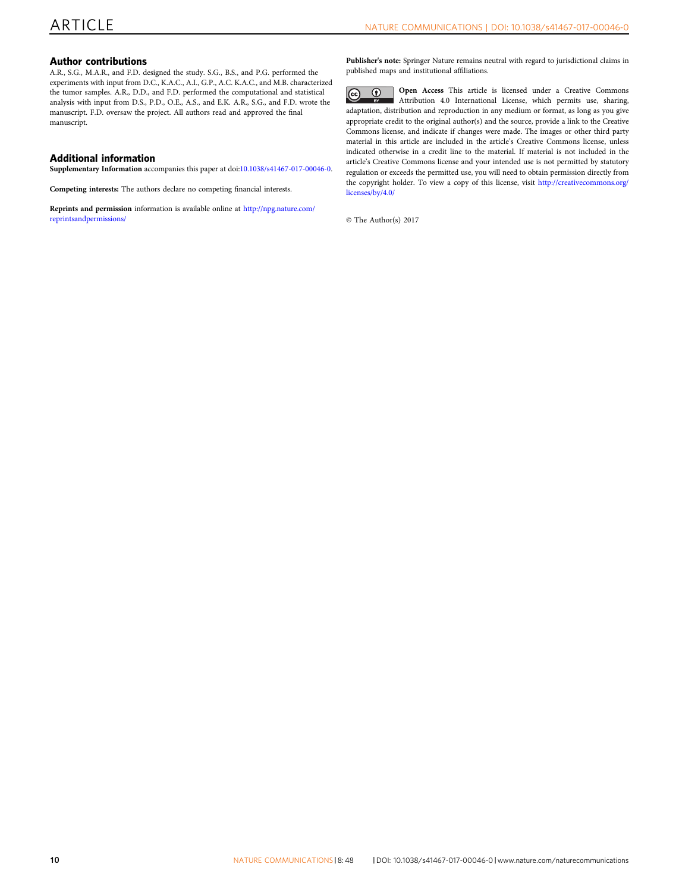### Author contributions

A.R., S.G., M.A.R., and F.D. designed the study. S.G., B.S., and P.G. performed the experiments with input from D.C., K.A.C., A.I., G.P., A.C. K.A.C., and M.B. characterized the tumor samples. A.R., D.D., and F.D. performed the computational and statistical analysis with input from D.S., P.D., O.E., A.S., and E.K. A.R., S.G., and F.D. wrote the manuscript. F.D. oversaw the project. All authors read and approved the final manuscript.

### Additional information

**Supplementary Information** accompanies this paper at doi:10.1038/s41467-017-00046-0.

**Competing interests:** The authors declare no competing financial interests.

**Reprints and permission** information is available online at http://npg.nature.com/reprintsandpermissions/

**Publisher's note:** Springer Nature remains neutral with regard to jurisdictional claims in published maps and institutional affiliations.

**Open Access** This article is licensed under a Creative Commons Attribution 4.0 International License, which permits use, sharing, adaptation, distribution and reproduction in any medium or format, as long as you give appropriate credit to the original author(s) and the source, provide a link to the Creative Commons license, and indicate if changes were made. The images or other third party material in this article are included in the article's Creative Commons license, unless indicated otherwise in a credit line to the material. If material is not included in the article's Creative Commons license and your intended use is not permitted by statutory regulation or exceeds the permitted use, you will need to obtain permission directly from the copyright holder. To view a copy of this license, visit http://creativecommons.org/licenses/by/4.0/

© The Author(s) 2017